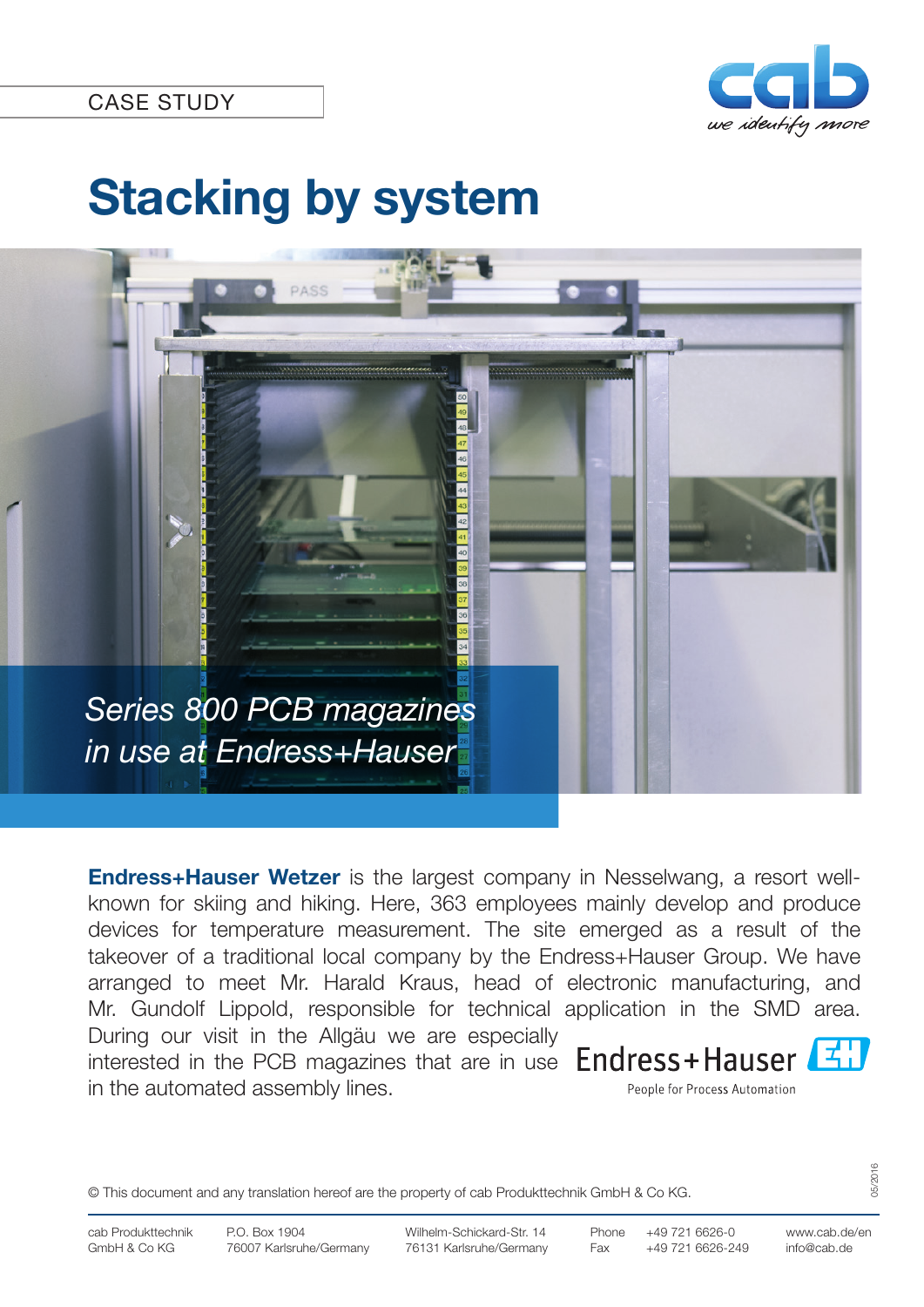CASE STUDY

# Stacking by system

*Series 800 PCB magazines in use at Endress+Hauser*

**Endress+Hauser Wetzer** is the largest company in Nesselwang, a resort well-known for skiing and hiking. Here, 363 employees mainly develop and produce devices for temperature measurement. The site emerged as a result of the takeover of a traditional local company by the Endress+Hauser Group. We have arranged to meet Mr. Harald Kraus, head of electronic manufacturing, and Mr. Gundolf Lippold, responsible for technical application in the SMD area. During our visit in the Allgäu we are especially interested in the PCB magazines that are in use in the automated assembly lines.

Endress+Hauser
People for Process Automation

© This document and any translation hereof are the property of cab Produkttechnik GmbH & Co KG.

cab Produkttechnik GmbH & Co KG
P.O. Box 1904, 76007 Karlsruhe/Germany
Wilhelm-Schickard-Str. 14, 76131 Karlsruhe/Germany
Phone +49 721 6626-0
Fax +49 721 6626-249
www.cab.de/en
info@cab.de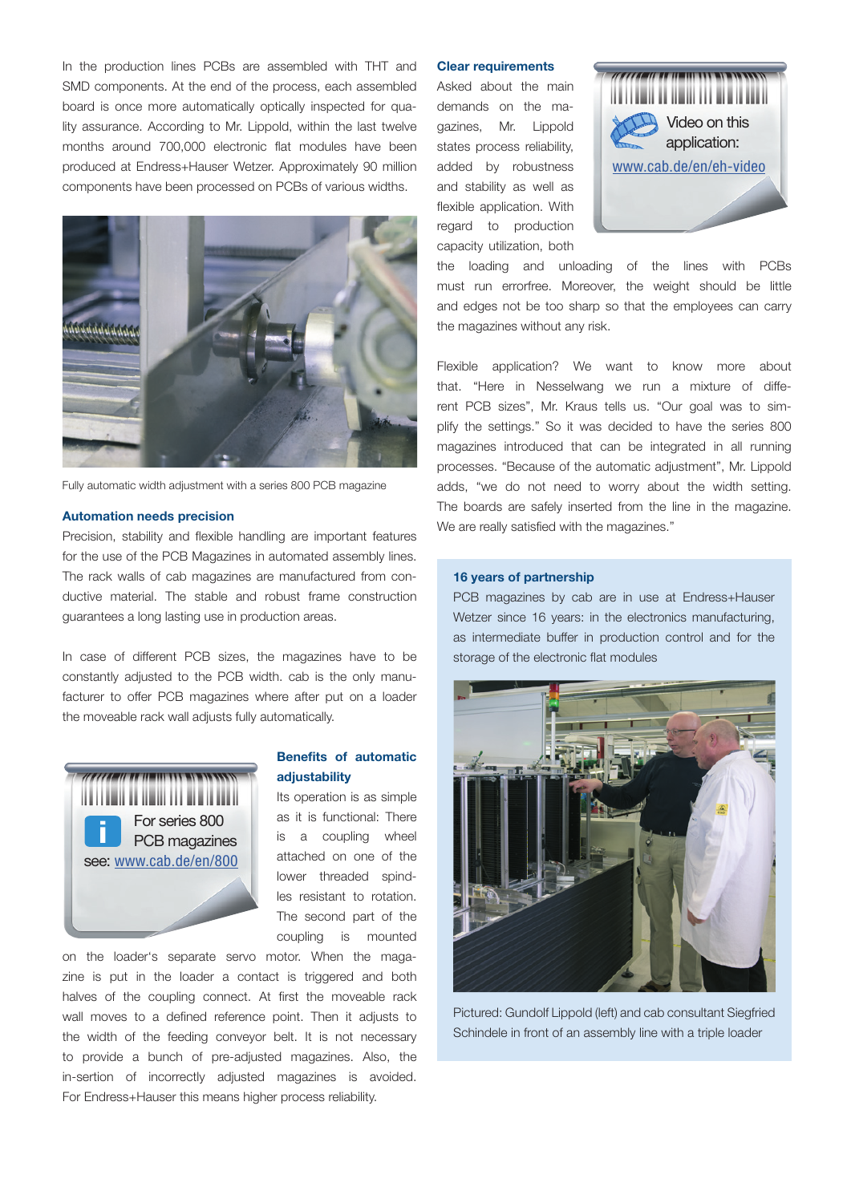In the production lines PCBs are assembled with THT and SMD components. At the end of the process, each assembled board is once more automatically optically inspected for quality assurance. According to Mr. Lippold, within the last twelve months around 700,000 electronic flat modules have been produced at Endress+Hauser Wetzer. Approximately 90 million components have been processed on PCBs of various widths.

Fully automatic width adjustment with a series 800 PCB magazine

### Automation needs precision

Precision, stability and flexible handling are important features for the use of the PCB Magazines in automated assembly lines. The rack walls of cab magazines are manufactured from conductive material. The stable and robust frame construction guarantees a long lasting use in production areas.

In case of different PCB sizes, the magazines have to be constantly adjusted to the PCB width. cab is the only manufacturer to offer PCB magazines where after put on a loader the moveable rack wall adjusts fully automatically.

For series 800 PCB magazines
see: www.cab.de/en/800

### Benefits of automatic adjustability

Its operation is as simple as it is functional: There is a coupling wheel attached on one of the lower threaded spindles resistant to rotation. The second part of the coupling is mounted on the loader's separate servo motor. When the magazine is put in the loader a contact is triggered and both halves of the coupling connect. At first the moveable rack wall moves to a defined reference point. Then it adjusts to the width of the feeding conveyor belt. It is not necessary to provide a bunch of pre-adjusted magazines. Also, the in-sertion of incorrectly adjusted magazines is avoided. For Endress+Hauser this means higher process reliability.

### Clear requirements

Asked about the main demands on the magazines, Mr. Lippold states process reliability, added by robustness and stability as well as flexible application. With regard to production capacity utilization, both the loading and unloading of the lines with PCBs must run errorfree. Moreover, the weight should be little and edges not be too sharp so that the employees can carry the magazines without any risk.

Video on this application:
www.cab.de/en/eh-video

Flexible application? We want to know more about that. "Here in Nesselwang we run a mixture of different PCB sizes", Mr. Kraus tells us. "Our goal was to simplify the settings." So it was decided to have the series 800 magazines introduced that can be integrated in all running processes. "Because of the automatic adjustment", Mr. Lippold adds, "we do not need to worry about the width setting. The boards are safely inserted from the line in the magazine. We are really satisfied with the magazines."

### 16 years of partnership

PCB magazines by cab are in use at Endress+Hauser Wetzer since 16 years: in the electronics manufacturing, as intermediate buffer in production control and for the storage of the electronic flat modules

Pictured: Gundolf Lippold (left) and cab consultant Siegfried Schindele in front of an assembly line with a triple loader